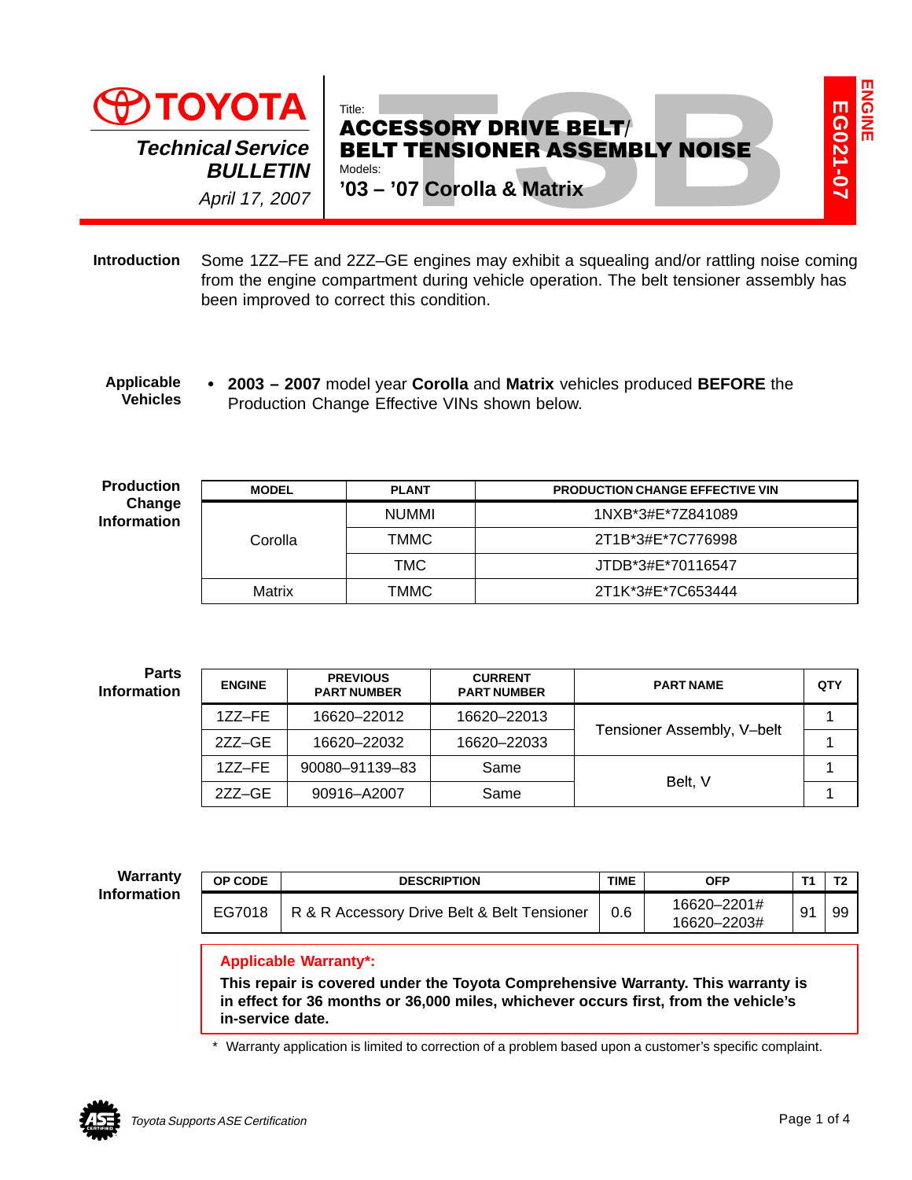# TOYOTA

*Technical Service BULLETIN*

*April 17, 2007*

Title:

## ACCESSORY DRIVE BELT/ BELT TENSIONER ASSEMBLY NOISE

Models:

**’03 – ’07 Corolla & Matrix**

**ENGINE**

**EG021-07**

**Introduction**

Some 1ZZ–FE and 2ZZ–GE engines may exhibit a squealing and/or rattling noise coming from the engine compartment during vehicle operation. The belt tensioner assembly has been improved to correct this condition.

**Applicable Vehicles**

- **2003 – 2007** model year **Corolla** and **Matrix** vehicles produced **BEFORE** the Production Change Effective VINs shown below.

**Production Change Information**

| MODEL | PLANT | PRODUCTION CHANGE EFFECTIVE VIN |
|---|---|---|
| Corolla | NUMMI | 1NXB*3#E*7Z841089 |
| | TMMC | 2T1B*3#E*7C776998 |
| | TMC | JTDB*3#E*70116547 |
| Matrix | TMMC | 2T1K*3#E*7C653444 |

**Parts Information**

| ENGINE | PREVIOUS PART NUMBER | CURRENT PART NUMBER | PART NAME | QTY |
|---|---|---|---|---|
| 1ZZ–FE | 16620–22012 | 16620–22013 | Tensioner Assembly, V–belt | 1 |
| 2ZZ–GE | 16620–22032 | 16620–22033 | | 1 |
| 1ZZ–FE | 90080–91139–83 | Same | Belt, V | 1 |
| 2ZZ–GE | 90916–A2007 | Same | | 1 |

**Warranty Information**

| OP CODE | DESCRIPTION | TIME | OFP | T1 | T2 |
|---|---|---|---|---|---|
| EG7018 | R & R Accessory Drive Belt & Belt Tensioner | 0.6 | 16620–2201# 16620–2203# | 91 | 99 |

**Applicable Warranty*:**

**This repair is covered under the Toyota Comprehensive Warranty. This warranty is in effect for 36 months or 36,000 miles, whichever occurs first, from the vehicle’s in-service date.**

\* Warranty application is limited to correction of a problem based upon a customer’s specific complaint.

*Toyota Supports ASE Certification*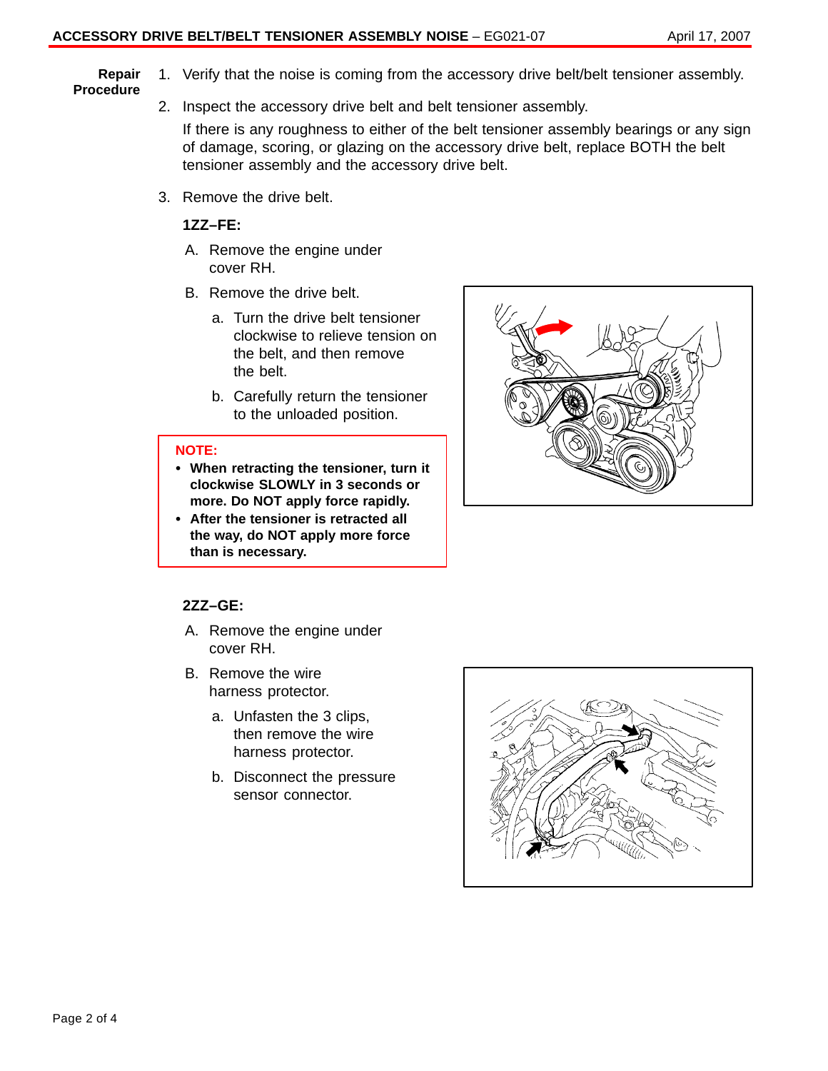**Repair Procedure**

1. Verify that the noise is coming from the accessory drive belt/belt tensioner assembly.

2. Inspect the accessory drive belt and belt tensioner assembly.

   If there is any roughness to either of the belt tensioner assembly bearings or any sign of damage, scoring, or glazing on the accessory drive belt, replace BOTH the belt tensioner assembly and the accessory drive belt.

3. Remove the drive belt.

   **1ZZ–FE:**

   A. Remove the engine under cover RH.

   B. Remove the drive belt.

      a. Turn the drive belt tensioner clockwise to relieve tension on the belt, and then remove the belt.

      b. Carefully return the tensioner to the unloaded position.

> **NOTE:**
> - **When retracting the tensioner, turn it clockwise SLOWLY in 3 seconds or more. Do NOT apply force rapidly.**
> - **After the tensioner is retracted all the way, do NOT apply more force than is necessary.**

   **2ZZ–GE:**

   A. Remove the engine under cover RH.

   B. Remove the wire harness protector.

      a. Unfasten the 3 clips, then remove the wire harness protector.

      b. Disconnect the pressure sensor connector.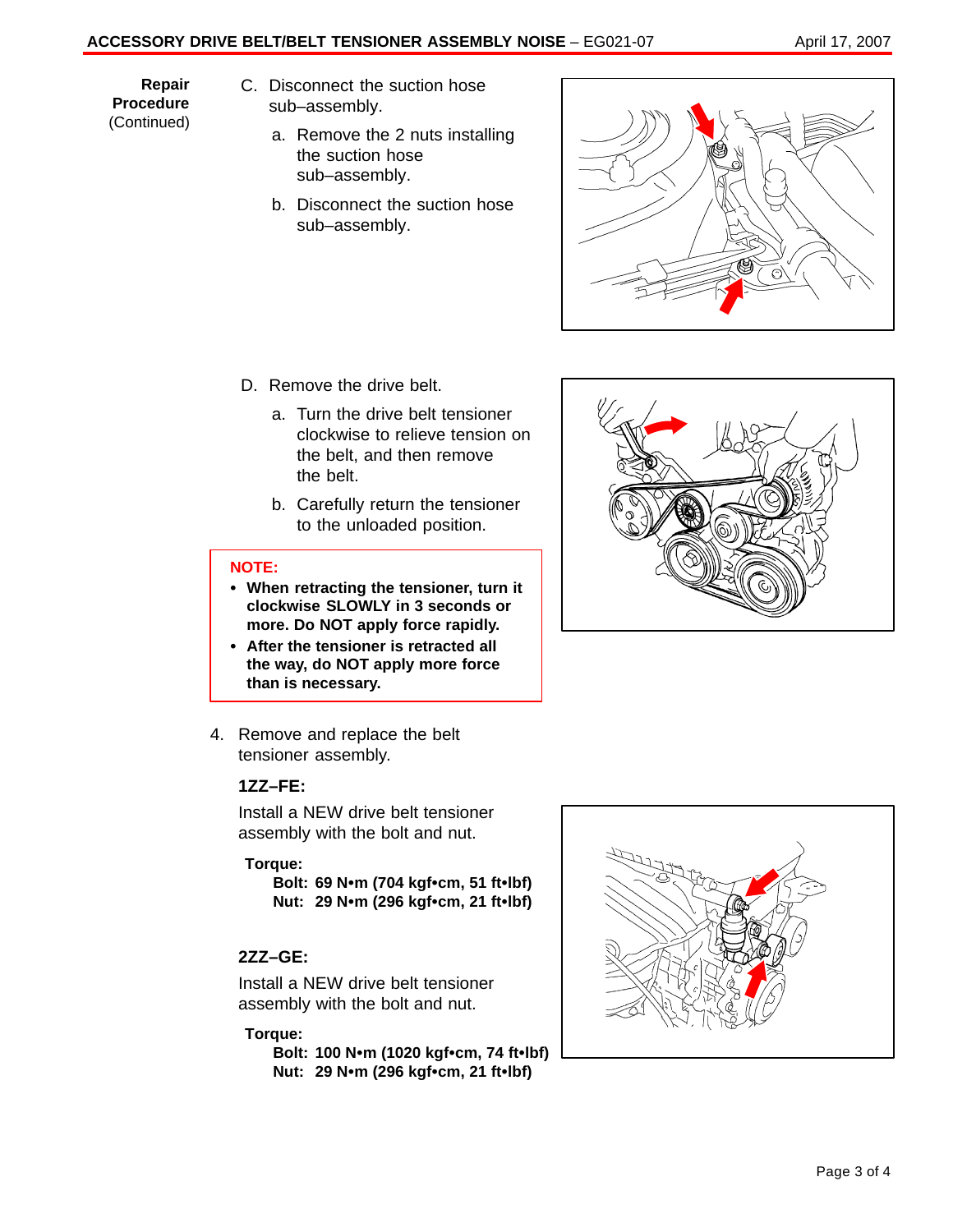**Repair Procedure** (Continued)

C. Disconnect the suction hose sub–assembly.

   a. Remove the 2 nuts installing the suction hose sub–assembly.

   b. Disconnect the suction hose sub–assembly.

D. Remove the drive belt.

   a. Turn the drive belt tensioner clockwise to relieve tension on the belt, and then remove the belt.

   b. Carefully return the tensioner to the unloaded position.

**NOTE:**

- **When retracting the tensioner, turn it clockwise SLOWLY in 3 seconds or more. Do NOT apply force rapidly.**
- **After the tensioner is retracted all the way, do NOT apply more force than is necessary.**

4. Remove and replace the belt tensioner assembly.

**1ZZ–FE:**

Install a NEW drive belt tensioner assembly with the bolt and nut.

**Torque:**
**Bolt: 69 N•m (704 kgf•cm, 51 ft•lbf)**
**Nut: 29 N•m (296 kgf•cm, 21 ft•lbf)**

**2ZZ–GE:**

Install a NEW drive belt tensioner assembly with the bolt and nut.

**Torque:**
**Bolt: 100 N•m (1020 kgf•cm, 74 ft•lbf)**
**Nut: 29 N•m (296 kgf•cm, 21 ft•lbf)**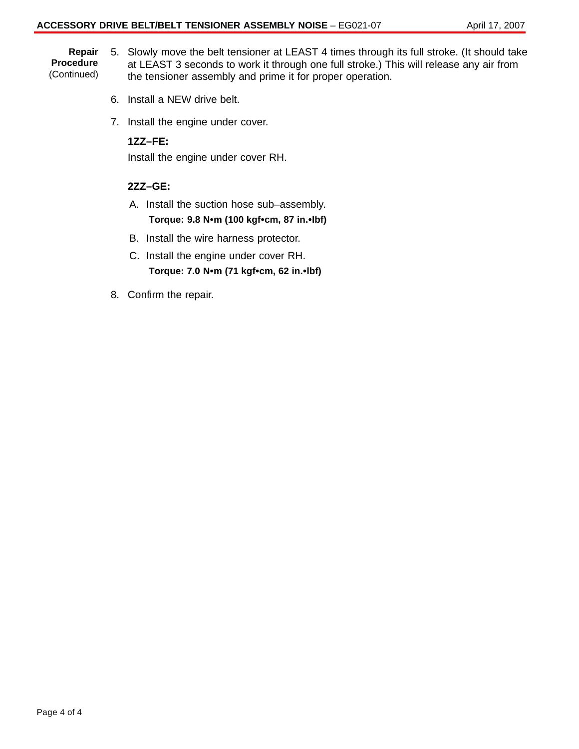**Repair Procedure** (Continued)

5. Slowly move the belt tensioner at LEAST 4 times through its full stroke. (It should take at LEAST 3 seconds to work it through one full stroke.) This will release any air from the tensioner assembly and prime it for proper operation.

6. Install a NEW drive belt.

7. Install the engine under cover.

   **1ZZ–FE:**

   Install the engine under cover RH.

   **2ZZ–GE:**

   A. Install the suction hose sub–assembly.

      **Torque: 9.8 N•m (100 kgf•cm, 87 in.•lbf)**

   B. Install the wire harness protector.

   C. Install the engine under cover RH.

      **Torque: 7.0 N•m (71 kgf•cm, 62 in.•lbf)**

8. Confirm the repair.